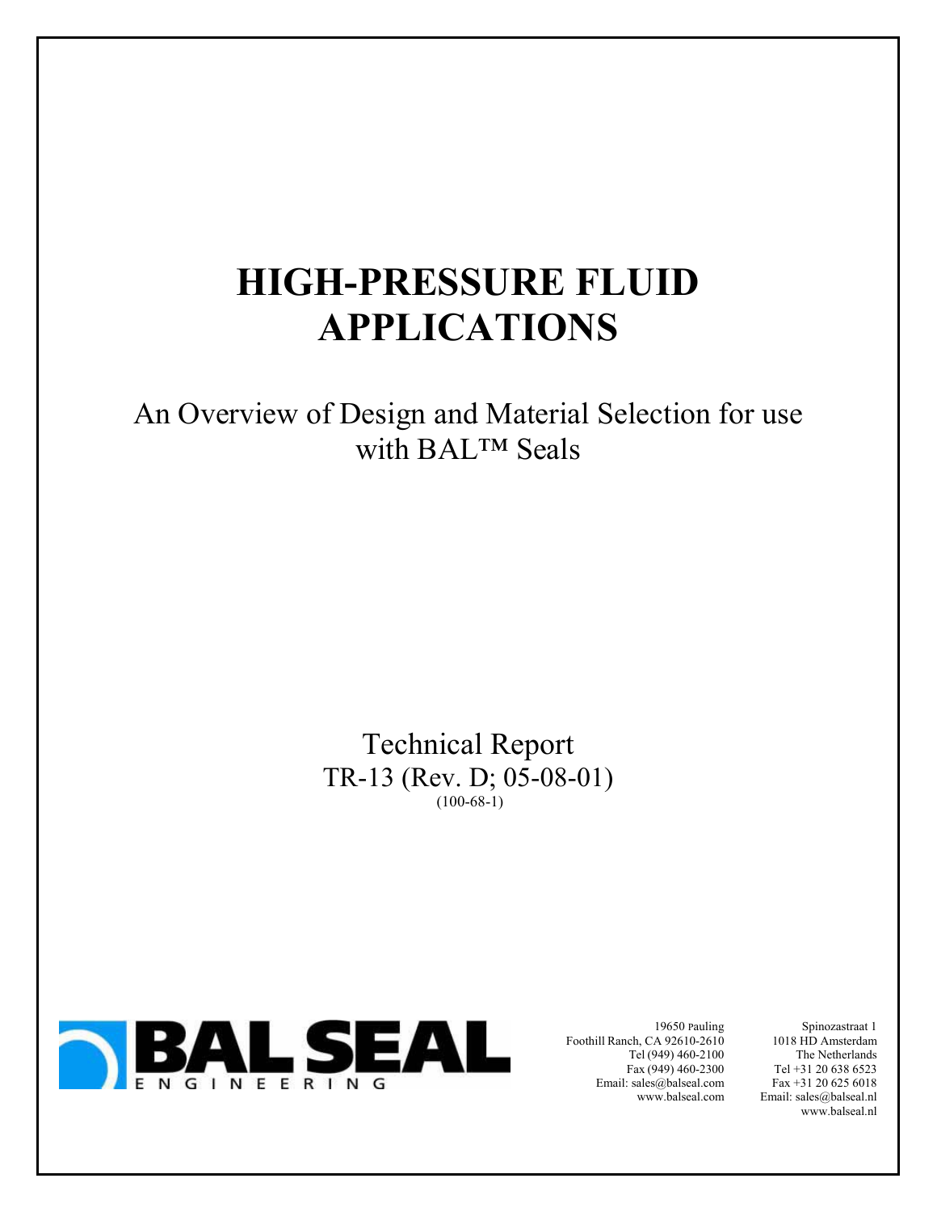# HIGH-PRESSURE FLUID APPLICATIONS

An Overview of Design and Material Selection for use with BAL™ Seals

Technical Report
TR-13 (Rev. D; 05-08-01)
(100-68-1)

BAL SEAL ENGINEERING

19650 Pauling
Foothill Ranch, CA 92610-2610
Tel (949) 460-2100
Fax (949) 460-2300
Email: sales@balseal.com
www.balseal.com

Spinozastraat 1
1018 HD Amsterdam
The Netherlands
Tel +31 20 638 6523
Fax +31 20 625 6018
Email: sales@balseal.nl
www.balseal.nl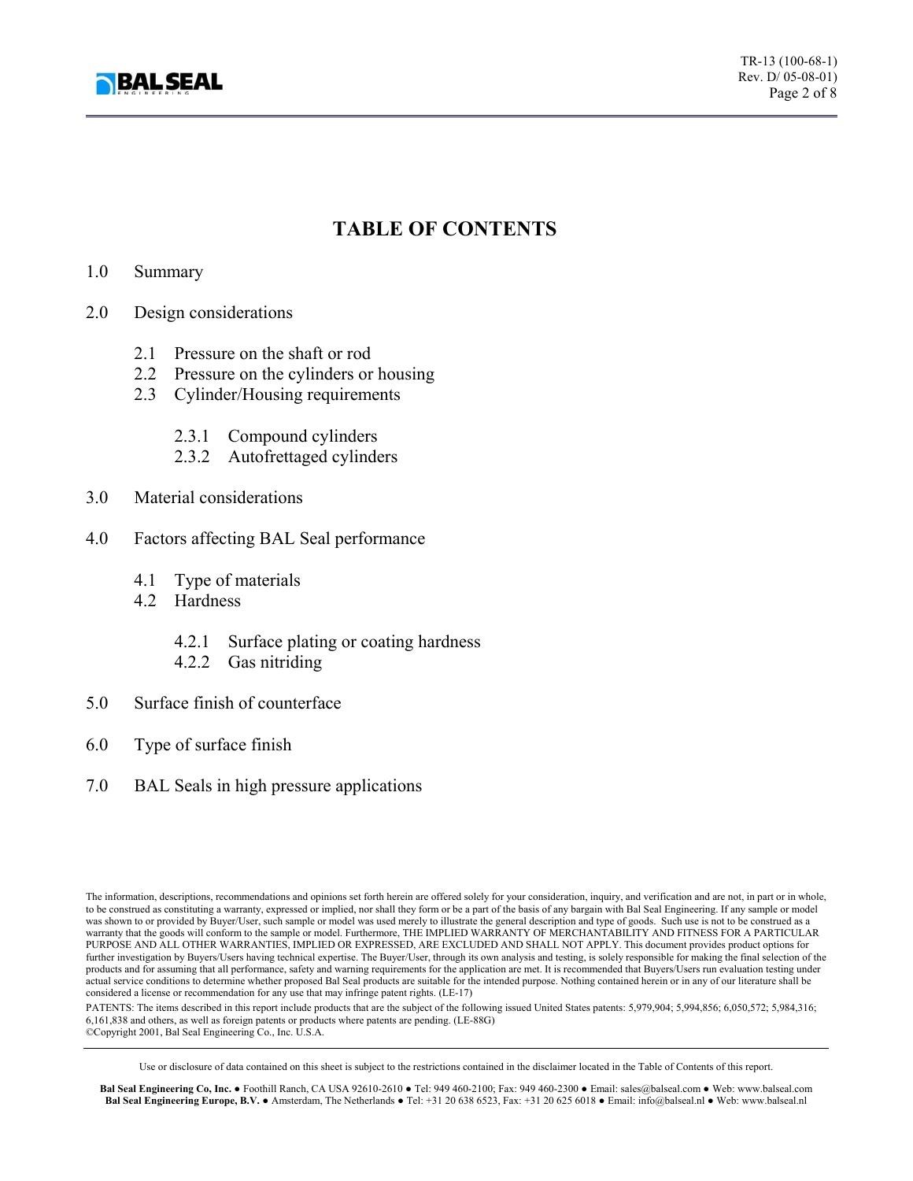# TABLE OF CONTENTS

1.0 Summary

2.0 Design considerations

- 2.1 Pressure on the shaft or rod
- 2.2 Pressure on the cylinders or housing
- 2.3 Cylinder/Housing requirements
  - 2.3.1 Compound cylinders
  - 2.3.2 Autofrettaged cylinders

3.0 Material considerations

4.0 Factors affecting BAL Seal performance

- 4.1 Type of materials
- 4.2 Hardness
  - 4.2.1 Surface plating or coating hardness
  - 4.2.2 Gas nitriding

5.0 Surface finish of counterface

6.0 Type of surface finish

7.0 BAL Seals in high pressure applications

The information, descriptions, recommendations and opinions set forth herein are offered solely for your consideration, inquiry, and verification and are not, in part or in whole, to be construed as constituting a warranty, expressed or implied, nor shall they form or be a part of the basis of any bargain with Bal Seal Engineering. If any sample or model was shown to or provided by Buyer/User, such sample or model was used merely to illustrate the general description and type of goods. Such use is not to be construed as a warranty that the goods will conform to the sample or model. Furthermore, THE IMPLIED WARRANTY OF MERCHANTABILITY AND FITNESS FOR A PARTICULAR PURPOSE AND ALL OTHER WARRANTIES, IMPLIED OR EXPRESSED, ARE EXCLUDED AND SHALL NOT APPLY. This document provides product options for further investigation by Buyers/Users having technical expertise. The Buyer/User, through its own analysis and testing, is solely responsible for making the final selection of the products and for assuming that all performance, safety and warning requirements for the application are met. It is recommended that Buyers/Users run evaluation testing under actual service conditions to determine whether proposed Bal Seal products are suitable for the intended purpose. Nothing contained herein or in any of our literature shall be considered a license or recommendation for any use that may infringe patent rights. (LE-17)

PATENTS: The items described in this report include products that are the subject of the following issued United States patents: 5,979,904; 5,994,856; 6,050,572; 5,984,316; 6,161,838 and others, as well as foreign patents or products where patents are pending. (LE-88G)
©Copyright 2001, Bal Seal Engineering Co., Inc. U.S.A.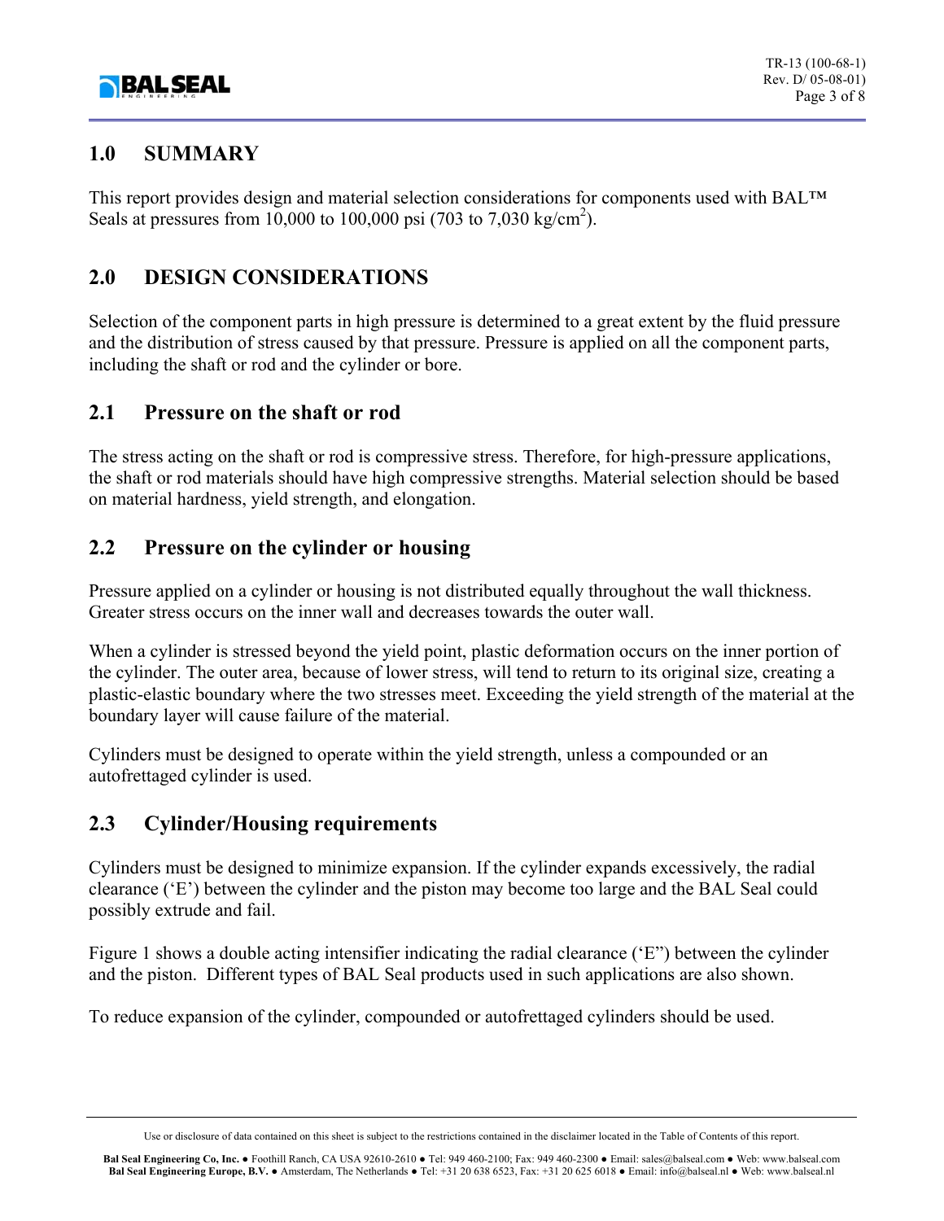## 1.0 SUMMARY

This report provides design and material selection considerations for components used with BAL™ Seals at pressures from 10,000 to 100,000 psi (703 to 7,030 kg/cm$^2$).

## 2.0 DESIGN CONSIDERATIONS

Selection of the component parts in high pressure is determined to a great extent by the fluid pressure and the distribution of stress caused by that pressure. Pressure is applied on all the component parts, including the shaft or rod and the cylinder or bore.

### 2.1 Pressure on the shaft or rod

The stress acting on the shaft or rod is compressive stress. Therefore, for high-pressure applications, the shaft or rod materials should have high compressive strengths. Material selection should be based on material hardness, yield strength, and elongation.

### 2.2 Pressure on the cylinder or housing

Pressure applied on a cylinder or housing is not distributed equally throughout the wall thickness. Greater stress occurs on the inner wall and decreases towards the outer wall.

When a cylinder is stressed beyond the yield point, plastic deformation occurs on the inner portion of the cylinder. The outer area, because of lower stress, will tend to return to its original size, creating a plastic-elastic boundary where the two stresses meet. Exceeding the yield strength of the material at the boundary layer will cause failure of the material.

Cylinders must be designed to operate within the yield strength, unless a compounded or an autofrettaged cylinder is used.

### 2.3 Cylinder/Housing requirements

Cylinders must be designed to minimize expansion. If the cylinder expands excessively, the radial clearance ('E') between the cylinder and the piston may become too large and the BAL Seal could possibly extrude and fail.

Figure 1 shows a double acting intensifier indicating the radial clearance ('E") between the cylinder and the piston. Different types of BAL Seal products used in such applications are also shown.

To reduce expansion of the cylinder, compounded or autofrettaged cylinders should be used.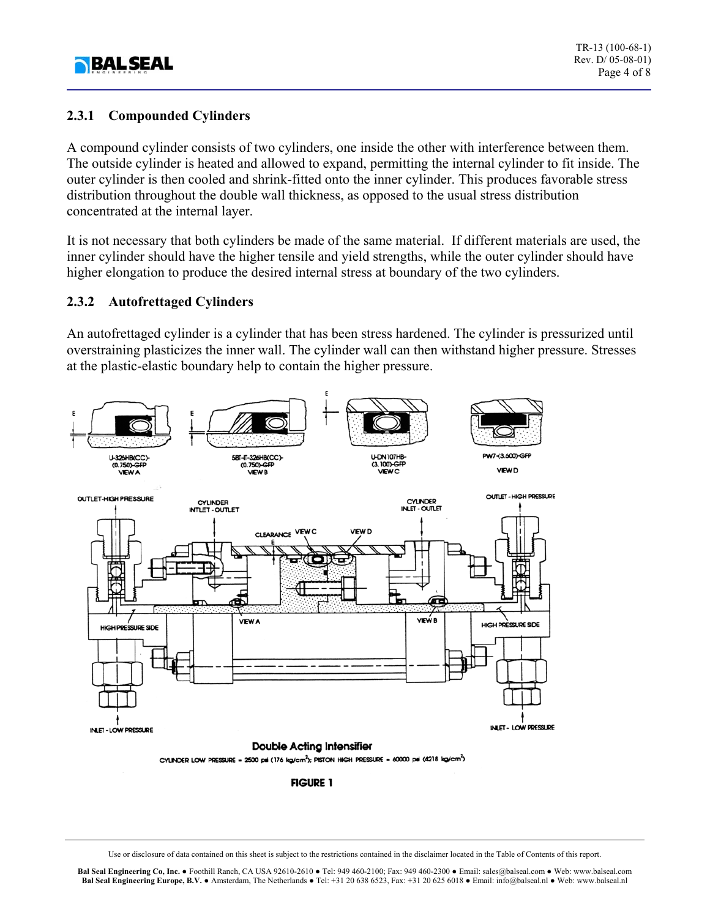### 2.3.1 Compounded Cylinders

A compound cylinder consists of two cylinders, one inside the other with interference between them. The outside cylinder is heated and allowed to expand, permitting the internal cylinder to fit inside. The outer cylinder is then cooled and shrink-fitted onto the inner cylinder. This produces favorable stress distribution throughout the double wall thickness, as opposed to the usual stress distribution concentrated at the internal layer.

It is not necessary that both cylinders be made of the same material. If different materials are used, the inner cylinder should have the higher tensile and yield strengths, while the outer cylinder should have higher elongation to produce the desired internal stress at boundary of the two cylinders.

### 2.3.2 Autofrettaged Cylinders

An autofrettaged cylinder is a cylinder that has been stress hardened. The cylinder is pressurized until overstraining plasticizes the inner wall. The cylinder wall can then withstand higher pressure. Stresses at the plastic-elastic boundary help to contain the higher pressure.

**Double Acting Intensifier**

CYLINDER LOW PRESSURE = 2500 psi (176 kg/cm$^2$); PISTON HIGH PRESSURE = 60000 psi (4218 kg/cm$^2$)

**FIGURE 1**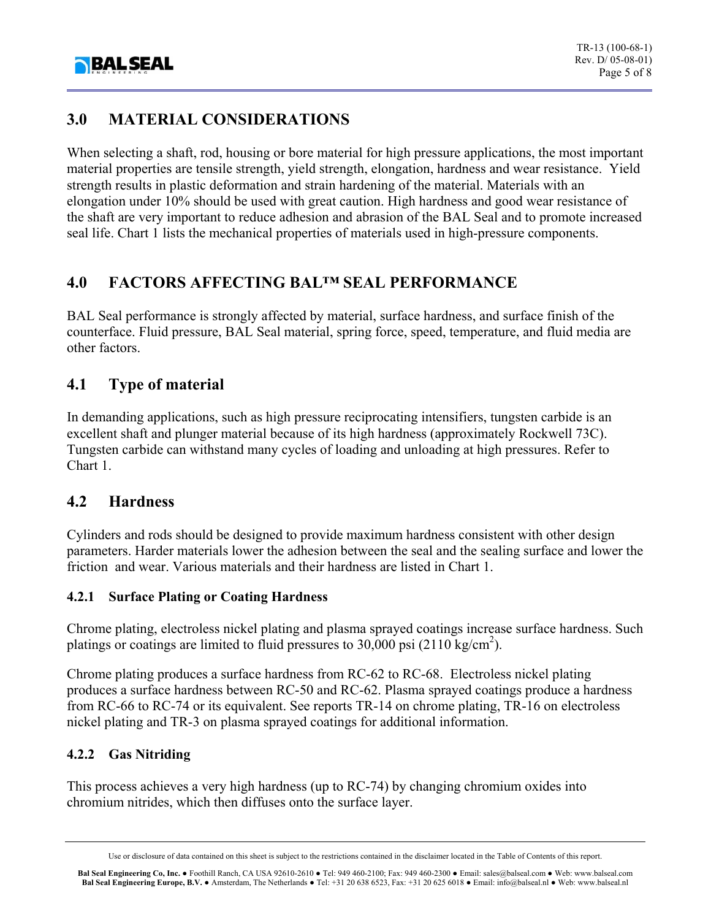## 3.0 MATERIAL CONSIDERATIONS

When selecting a shaft, rod, housing or bore material for high pressure applications, the most important material properties are tensile strength, yield strength, elongation, hardness and wear resistance. Yield strength results in plastic deformation and strain hardening of the material. Materials with an elongation under 10% should be used with great caution. High hardness and good wear resistance of the shaft are very important to reduce adhesion and abrasion of the BAL Seal and to promote increased seal life. Chart 1 lists the mechanical properties of materials used in high-pressure components.

## 4.0 FACTORS AFFECTING BAL™ SEAL PERFORMANCE

BAL Seal performance is strongly affected by material, surface hardness, and surface finish of the counterface. Fluid pressure, BAL Seal material, spring force, speed, temperature, and fluid media are other factors.

## 4.1 Type of material

In demanding applications, such as high pressure reciprocating intensifiers, tungsten carbide is an excellent shaft and plunger material because of its high hardness (approximately Rockwell 73C). Tungsten carbide can withstand many cycles of loading and unloading at high pressures. Refer to Chart 1.

## 4.2 Hardness

Cylinders and rods should be designed to provide maximum hardness consistent with other design parameters. Harder materials lower the adhesion between the seal and the sealing surface and lower the friction and wear. Various materials and their hardness are listed in Chart 1.

### 4.2.1 Surface Plating or Coating Hardness

Chrome plating, electroless nickel plating and plasma sprayed coatings increase surface hardness. Such platings or coatings are limited to fluid pressures to 30,000 psi (2110 kg/cm$^2$).

Chrome plating produces a surface hardness from RC-62 to RC-68. Electroless nickel plating produces a surface hardness between RC-50 and RC-62. Plasma sprayed coatings produce a hardness from RC-66 to RC-74 or its equivalent. See reports TR-14 on chrome plating, TR-16 on electroless nickel plating and TR-3 on plasma sprayed coatings for additional information.

### 4.2.2 Gas Nitriding

This process achieves a very high hardness (up to RC-74) by changing chromium oxides into chromium nitrides, which then diffuses onto the surface layer.

Use or disclosure of data contained on this sheet is subject to the restrictions contained in the disclaimer located in the Table of Contents of this report.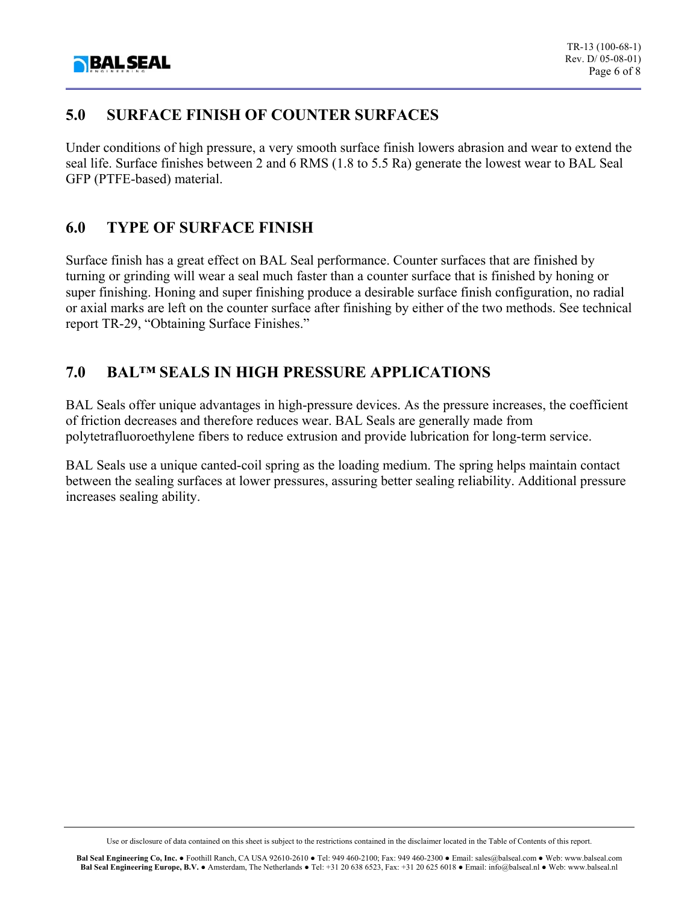## 5.0 SURFACE FINISH OF COUNTER SURFACES

Under conditions of high pressure, a very smooth surface finish lowers abrasion and wear to extend the seal life. Surface finishes between 2 and 6 RMS (1.8 to 5.5 Ra) generate the lowest wear to BAL Seal GFP (PTFE-based) material.

## 6.0 TYPE OF SURFACE FINISH

Surface finish has a great effect on BAL Seal performance. Counter surfaces that are finished by turning or grinding will wear a seal much faster than a counter surface that is finished by honing or super finishing. Honing and super finishing produce a desirable surface finish configuration, no radial or axial marks are left on the counter surface after finishing by either of the two methods. See technical report TR-29, "Obtaining Surface Finishes."

## 7.0 BAL™ SEALS IN HIGH PRESSURE APPLICATIONS

BAL Seals offer unique advantages in high-pressure devices. As the pressure increases, the coefficient of friction decreases and therefore reduces wear. BAL Seals are generally made from polytetrafluoroethylene fibers to reduce extrusion and provide lubrication for long-term service.

BAL Seals use a unique canted-coil spring as the loading medium. The spring helps maintain contact between the sealing surfaces at lower pressures, assuring better sealing reliability. Additional pressure increases sealing ability.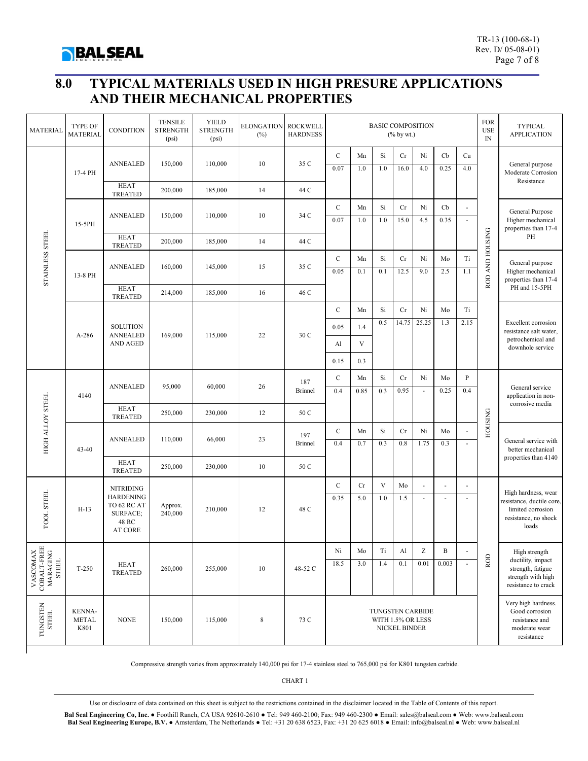# 8.0 TYPICAL MATERIALS USED IN HIGH PRESURE APPLICATIONS AND THEIR MECHANICAL PROPERTIES

| MATERIAL | TYPE OF MATERIAL | CONDITION | TENSILE STRENGTH (psi) | YIELD STRENGTH (psi) | ELONGATION (%) | ROCKWELL HARDNESS | BASIC COMPOSITION (% by wt.) | | | | | | | FOR USE IN | TYPICAL APPLICATION |
|---|---|---|---|---|---|---|---|---|---|---|---|---|---|---|---|
| STAINLESS STEEL | 17-4 PH | ANNEALED | 150,000 | 110,000 | 10 | 35 C | C | Mn | Si | Cr | Ni | Cb | Cu | ROD AND HOUSING | General purpose Moderate Corrosion Resistance |
| | | | | | | | 0.07 | 1.0 | 1.0 | 16.0 | 4.0 | 0.25 | 4.0 | | |
| | | HEAT TREATED | 200,000 | 185,000 | 14 | 44 C | | | | | | | | | |
| | 15-5PH | ANNEALED | 150,000 | 110,000 | 10 | 34 C | C | Mn | Si | Cr | Ni | Cb | - | | General Purpose Higher mechanical properties than 17-4 PH |
| | | | | | | | 0.07 | 1.0 | 1.0 | 15.0 | 4.5 | 0.35 | - | | |
| | | HEAT TREATED | 200,000 | 185,000 | 14 | 44 C | | | | | | | | | |
| | 13-8 PH | ANNEALED | 160,000 | 145,000 | 15 | 35 C | C | Mn | Si | Cr | Ni | Mo | Ti | | General purpose Higher mechanical properties than 17-4 PH and 15-5PH |
| | | | | | | | 0.05 | 0.1 | 0.1 | 12.5 | 9.0 | 2.5 | 1.1 | | |
| | | HEAT TREATED | 214,000 | 185,000 | 16 | 46 C | | | | | | | | | |
| | A-286 | SOLUTION ANNEALED AND AGED | 169,000 | 115,000 | 22 | 30 C | C | Mn | Si | Cr | Ni | Mo | Ti | | Excellent corrosion resistance salt water, petrochemical and downhole service |
| | | | | | | | 0.05 | 1.4 | 0.5 | 14.75 | 25.25 | 1.3 | 2.15 | | |
| | | | | | | | Al | V | | | | | | | |
| | | | | | | | 0.15 | 0.3 | | | | | | | |
| HIGH ALLOY STEEL | 4140 | ANNEALED | 95,000 | 60,000 | 26 | 187 Brinnel | C | Mn | Si | Cr | Ni | Mo | P | HOUSING | General service application in non-corrosive media |
| | | | | | | | 0.4 | 0.85 | 0.3 | 0.95 | - | 0.25 | 0.4 | | |
| | | HEAT TREATED | 250,000 | 230,000 | 12 | 50 C | | | | | | | | | |
| | 43-40 | ANNEALED | 110,000 | 66,000 | 23 | 197 Brinnel | C | Mn | Si | Cr | Ni | Mo | - | | General service with better mechanical properties than 4140 |
| | | | | | | | 0.4 | 0.7 | 0.3 | 0.8 | 1.75 | 0.3 | - | | |
| | | HEAT TREATED | 250,000 | 230,000 | 10 | 50 C | | | | | | | | | |
| TOOL STEEL | H-13 | NITRIDING HARDENING TO 62 RC AT SURFACE; 48 RC AT CORE | Approx. 240,000 | 210,000 | 12 | 48 C | C | Cr | V | Mo | - | - | - | | High hardness, wear resistance, ductile core, limited corrosion resistance, no shock loads |
| | | | | | | | 0.35 | 5.0 | 1.0 | 1.5 | - | - | - | | |
| VASCOMAX COBALT-FREE MARAGING STEEL | T-250 | HEAT TREATED | 260,000 | 255,000 | 10 | 48-52 C | Ni | Mo | Ti | Al | Z | B | - | ROD | High strength ductility, impact strength, fatigue strength with high resistance to crack |
| | | | | | | | 18.5 | 3.0 | 1.4 | 0.1 | 0.01 | 0.003 | - | | |
| TUNGSTEN STEEL | KENNA-METAL K801 | NONE | 150,000 | 115,000 | 8 | 73 C | TUNGSTEN CARBIDE WITH 1.5% OR LESS NICKEL BINDER | | | | | | | | Very high hardness. Good corrosion resistance and moderate wear resistance |

Compressive strength varies from approximately 140,000 psi for 17-4 stainless steel to 765,000 psi for K801 tungsten carbide.

CHART 1

Use or disclosure of data contained on this sheet is subject to the restrictions contained in the disclaimer located in the Table of Contents of this report.

**Bal Seal Engineering Co, Inc.** ● Foothill Ranch, CA USA 92610-2610 ● Tel: 949 460-2100; Fax: 949 460-2300 ● Email: sales@balseal.com ● Web: www.balseal.com
**Bal Seal Engineering Europe, B.V.** ● Amsterdam, The Netherlands ● Tel: +31 20 638 6523, Fax: +31 20 625 6018 ● Email: info@balseal.nl ● Web: www.balseal.nl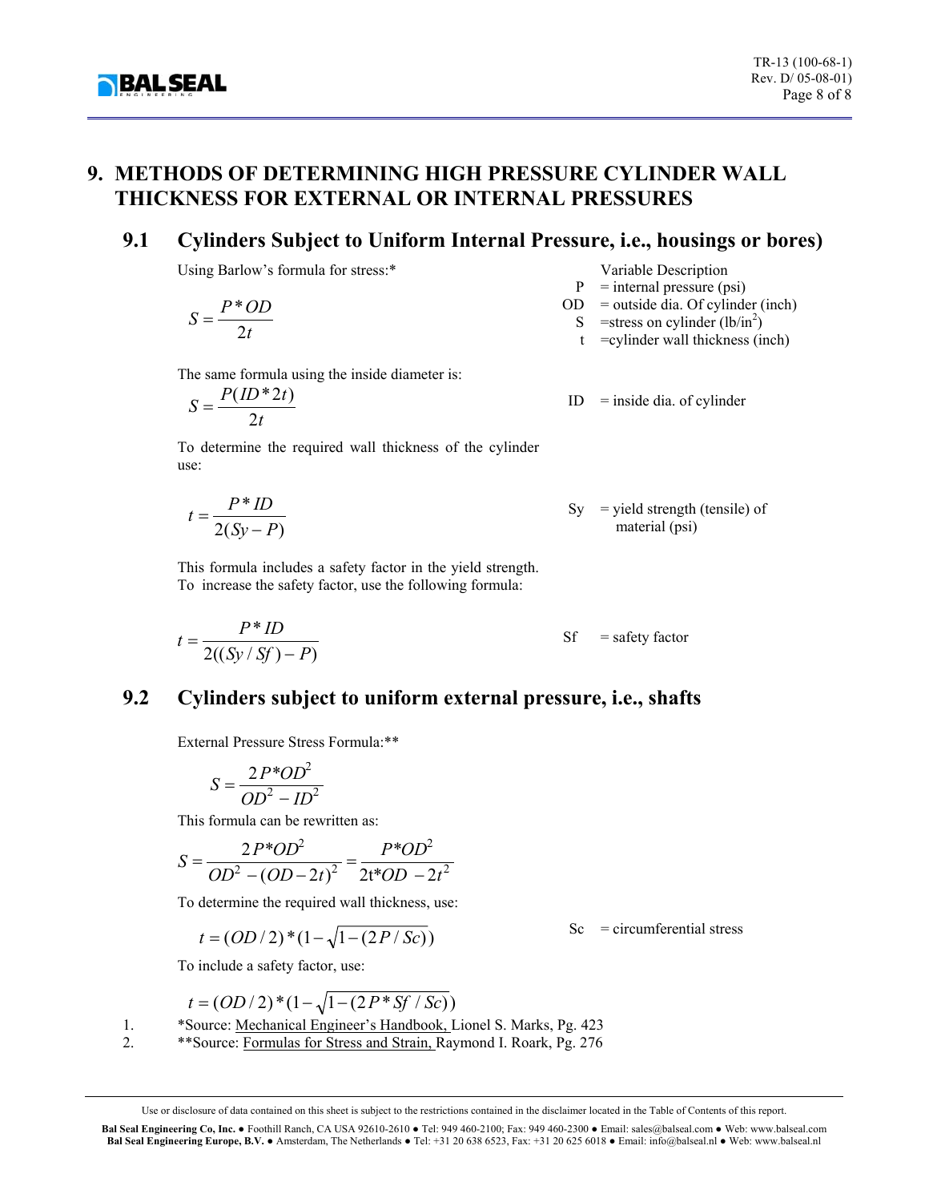# 9. METHODS OF DETERMINING HIGH PRESSURE CYLINDER WALL THICKNESS FOR EXTERNAL OR INTERNAL PRESSURES

## 9.1 Cylinders Subject to Uniform Internal Pressure, i.e., housings or bores)

Using Barlow's formula for stress:*

$$S = \frac{P * OD}{2t}$$

Variable Description

- P = internal pressure (psi)
- OD = outside dia. Of cylinder (inch)
- S = stress on cylinder ($lb/in^2$)
- t = cylinder wall thickness (inch)

The same formula using the inside diameter is:

$$S = \frac{P(ID * 2t)}{2t}$$

ID = inside dia. of cylinder

To determine the required wall thickness of the cylinder use:

$$t = \frac{P * ID}{2(Sy - P)}$$

Sy = yield strength (tensile) of material (psi)

This formula includes a safety factor in the yield strength. To increase the safety factor, use the following formula:

$$t = \frac{P * ID}{2((Sy / Sf) - P)}$$

Sf = safety factor

## 9.2 Cylinders subject to uniform external pressure, i.e., shafts

External Pressure Stress Formula:**

$$S = \frac{2P * OD^2}{OD^2 - ID^2}$$

This formula can be rewritten as:

$$S = \frac{2P * OD^2}{OD^2 - (OD - 2t)^2} = \frac{P * OD^2}{2t * OD - 2t^2}$$

To determine the required wall thickness, use:

$$t = (OD / 2) * (1 - \sqrt{1 - (2P / Sc)})$$

Sc = circumferential stress

To include a safety factor, use:

$$t = (OD / 2) * (1 - \sqrt{1 - (2P * Sf / Sc)})$$

1. *Source: Mechanical Engineer's Handbook, Lionel S. Marks, Pg. 423
2. **Source: Formulas for Stress and Strain, Raymond I. Roark, Pg. 276